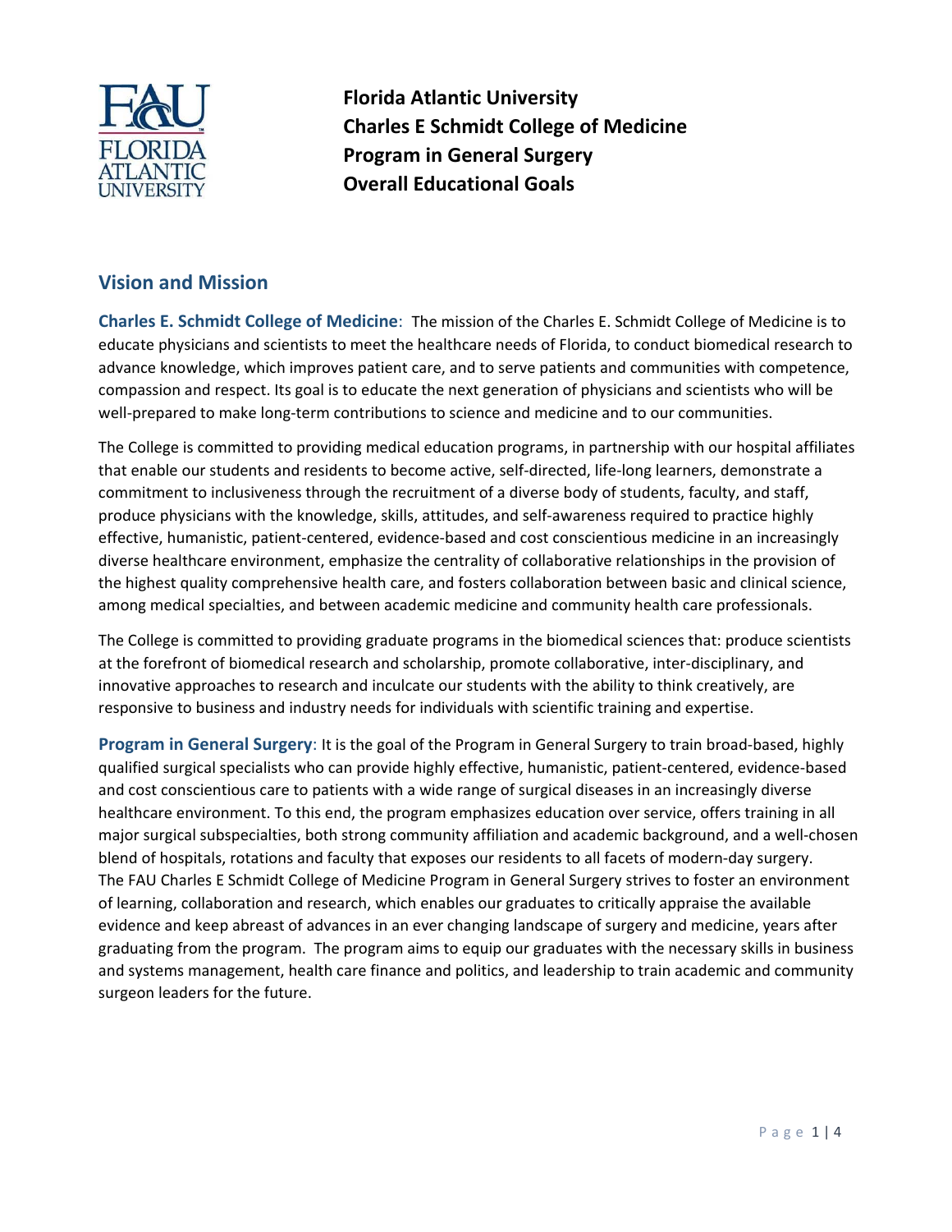# Florida Atlantic University
# Charles E Schmidt College of Medicine
# Program in General Surgery
# Overall Educational Goals

## Vision and Mission

**Charles E. Schmidt College of Medicine**: The mission of the Charles E. Schmidt College of Medicine is to educate physicians and scientists to meet the healthcare needs of Florida, to conduct biomedical research to advance knowledge, which improves patient care, and to serve patients and communities with competence, compassion and respect. Its goal is to educate the next generation of physicians and scientists who will be well-prepared to make long-term contributions to science and medicine and to our communities.

The College is committed to providing medical education programs, in partnership with our hospital affiliates that enable our students and residents to become active, self-directed, life-long learners, demonstrate a commitment to inclusiveness through the recruitment of a diverse body of students, faculty, and staff, produce physicians with the knowledge, skills, attitudes, and self-awareness required to practice highly effective, humanistic, patient-centered, evidence-based and cost conscientious medicine in an increasingly diverse healthcare environment, emphasize the centrality of collaborative relationships in the provision of the highest quality comprehensive health care, and fosters collaboration between basic and clinical science, among medical specialties, and between academic medicine and community health care professionals.

The College is committed to providing graduate programs in the biomedical sciences that: produce scientists at the forefront of biomedical research and scholarship, promote collaborative, inter-disciplinary, and innovative approaches to research and inculcate our students with the ability to think creatively, are responsive to business and industry needs for individuals with scientific training and expertise.

**Program in General Surgery**: It is the goal of the Program in General Surgery to train broad-based, highly qualified surgical specialists who can provide highly effective, humanistic, patient-centered, evidence-based and cost conscientious care to patients with a wide range of surgical diseases in an increasingly diverse healthcare environment. To this end, the program emphasizes education over service, offers training in all major surgical subspecialties, both strong community affiliation and academic background, and a well-chosen blend of hospitals, rotations and faculty that exposes our residents to all facets of modern-day surgery. The FAU Charles E Schmidt College of Medicine Program in General Surgery strives to foster an environment of learning, collaboration and research, which enables our graduates to critically appraise the available evidence and keep abreast of advances in an ever changing landscape of surgery and medicine, years after graduating from the program. The program aims to equip our graduates with the necessary skills in business and systems management, health care finance and politics, and leadership to train academic and community surgeon leaders for the future.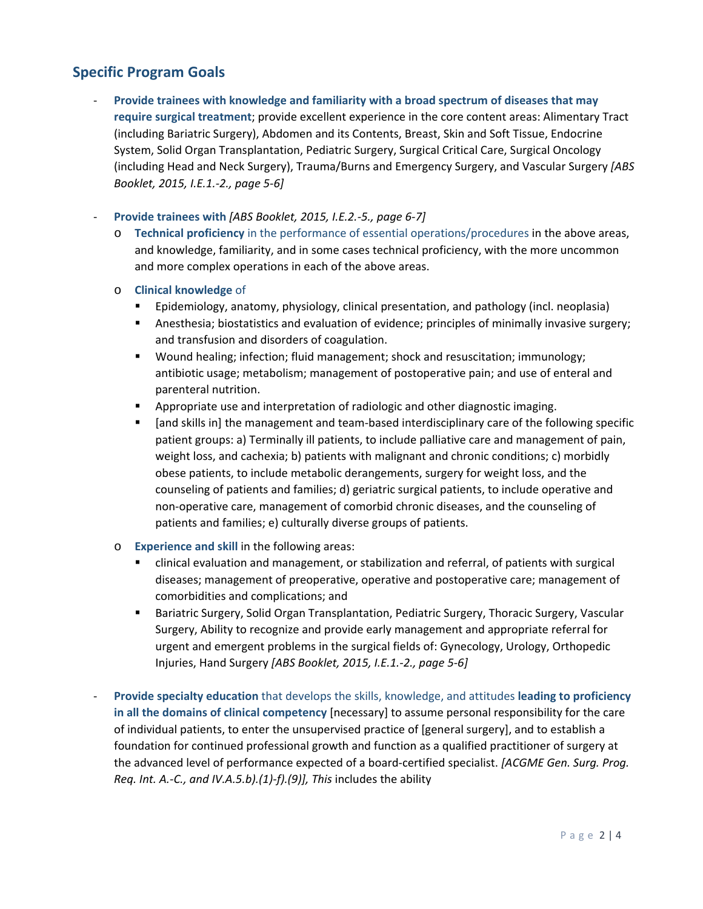## Specific Program Goals

- **Provide trainees with knowledge and familiarity with a broad spectrum of diseases that may require surgical treatment**; provide excellent experience in the core content areas: Alimentary Tract (including Bariatric Surgery), Abdomen and its Contents, Breast, Skin and Soft Tissue, Endocrine System, Solid Organ Transplantation, Pediatric Surgery, Surgical Critical Care, Surgical Oncology (including Head and Neck Surgery), Trauma/Burns and Emergency Surgery, and Vascular Surgery *[ABS Booklet, 2015, I.E.1.-2., page 5-6]*

- **Provide trainees with** *[ABS Booklet, 2015, I.E.2.-5., page 6-7]*
  - **Technical proficiency** in the performance of essential operations/procedures in the above areas, and knowledge, familiarity, and in some cases technical proficiency, with the more uncommon and more complex operations in each of the above areas.
  - **Clinical knowledge** of
    - Epidemiology, anatomy, physiology, clinical presentation, and pathology (incl. neoplasia)
    - Anesthesia; biostatistics and evaluation of evidence; principles of minimally invasive surgery; and transfusion and disorders of coagulation.
    - Wound healing; infection; fluid management; shock and resuscitation; immunology; antibiotic usage; metabolism; management of postoperative pain; and use of enteral and parenteral nutrition.
    - Appropriate use and interpretation of radiologic and other diagnostic imaging.
    - [and skills in] the management and team-based interdisciplinary care of the following specific patient groups: a) Terminally ill patients, to include palliative care and management of pain, weight loss, and cachexia; b) patients with malignant and chronic conditions; c) morbidly obese patients, to include metabolic derangements, surgery for weight loss, and the counseling of patients and families; d) geriatric surgical patients, to include operative and non-operative care, management of comorbid chronic diseases, and the counseling of patients and families; e) culturally diverse groups of patients.
  - **Experience and skill** in the following areas:
    - clinical evaluation and management, or stabilization and referral, of patients with surgical diseases; management of preoperative, operative and postoperative care; management of comorbidities and complications; and
    - Bariatric Surgery, Solid Organ Transplantation, Pediatric Surgery, Thoracic Surgery, Vascular Surgery, Ability to recognize and provide early management and appropriate referral for urgent and emergent problems in the surgical fields of: Gynecology, Urology, Orthopedic Injuries, Hand Surgery *[ABS Booklet, 2015, I.E.1.-2., page 5-6]*

- **Provide specialty education** that develops the skills, knowledge, and attitudes **leading to proficiency in all the domains of clinical competency** [necessary] to assume personal responsibility for the care of individual patients, to enter the unsupervised practice of [general surgery], and to establish a foundation for continued professional growth and function as a qualified practitioner of surgery at the advanced level of performance expected of a board-certified specialist. *[ACGME Gen. Surg. Prog. Req. Int. A.-C., and IV.A.5.b).(1)-f).(9)], This* includes the ability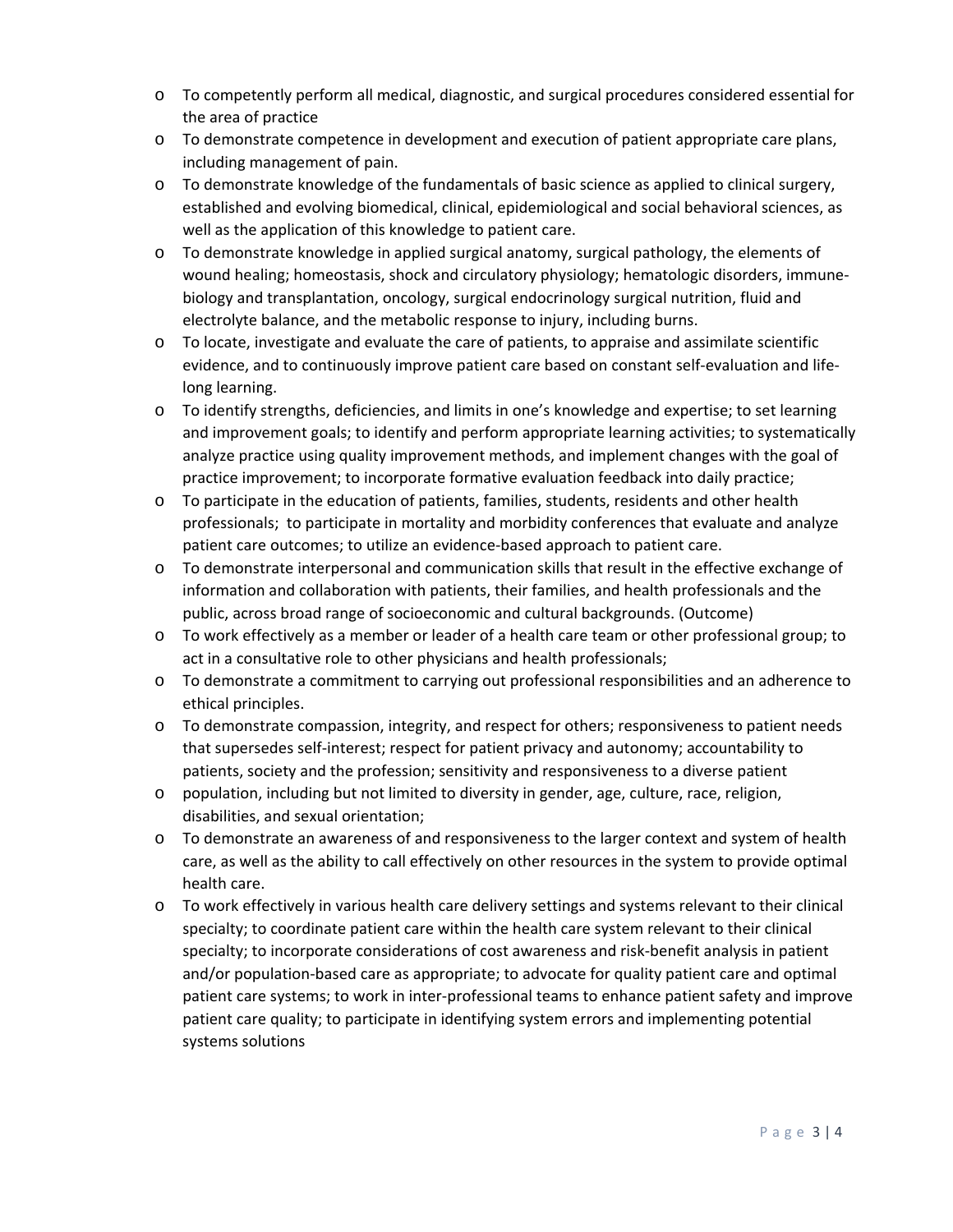- To competently perform all medical, diagnostic, and surgical procedures considered essential for the area of practice
- To demonstrate competence in development and execution of patient appropriate care plans, including management of pain.
- To demonstrate knowledge of the fundamentals of basic science as applied to clinical surgery, established and evolving biomedical, clinical, epidemiological and social behavioral sciences, as well as the application of this knowledge to patient care.
- To demonstrate knowledge in applied surgical anatomy, surgical pathology, the elements of wound healing; homeostasis, shock and circulatory physiology; hematologic disorders, immune-biology and transplantation, oncology, surgical endocrinology surgical nutrition, fluid and electrolyte balance, and the metabolic response to injury, including burns.
- To locate, investigate and evaluate the care of patients, to appraise and assimilate scientific evidence, and to continuously improve patient care based on constant self-evaluation and life-long learning.
- To identify strengths, deficiencies, and limits in one's knowledge and expertise; to set learning and improvement goals; to identify and perform appropriate learning activities; to systematically analyze practice using quality improvement methods, and implement changes with the goal of practice improvement; to incorporate formative evaluation feedback into daily practice;
- To participate in the education of patients, families, students, residents and other health professionals; to participate in mortality and morbidity conferences that evaluate and analyze patient care outcomes; to utilize an evidence-based approach to patient care.
- To demonstrate interpersonal and communication skills that result in the effective exchange of information and collaboration with patients, their families, and health professionals and the public, across broad range of socioeconomic and cultural backgrounds. (Outcome)
- To work effectively as a member or leader of a health care team or other professional group; to act in a consultative role to other physicians and health professionals;
- To demonstrate a commitment to carrying out professional responsibilities and an adherence to ethical principles.
- To demonstrate compassion, integrity, and respect for others; responsiveness to patient needs that supersedes self-interest; respect for patient privacy and autonomy; accountability to patients, society and the profession; sensitivity and responsiveness to a diverse patient
- population, including but not limited to diversity in gender, age, culture, race, religion, disabilities, and sexual orientation;
- To demonstrate an awareness of and responsiveness to the larger context and system of health care, as well as the ability to call effectively on other resources in the system to provide optimal health care.
- To work effectively in various health care delivery settings and systems relevant to their clinical specialty; to coordinate patient care within the health care system relevant to their clinical specialty; to incorporate considerations of cost awareness and risk-benefit analysis in patient and/or population-based care as appropriate; to advocate for quality patient care and optimal patient care systems; to work in inter-professional teams to enhance patient safety and improve patient care quality; to participate in identifying system errors and implementing potential systems solutions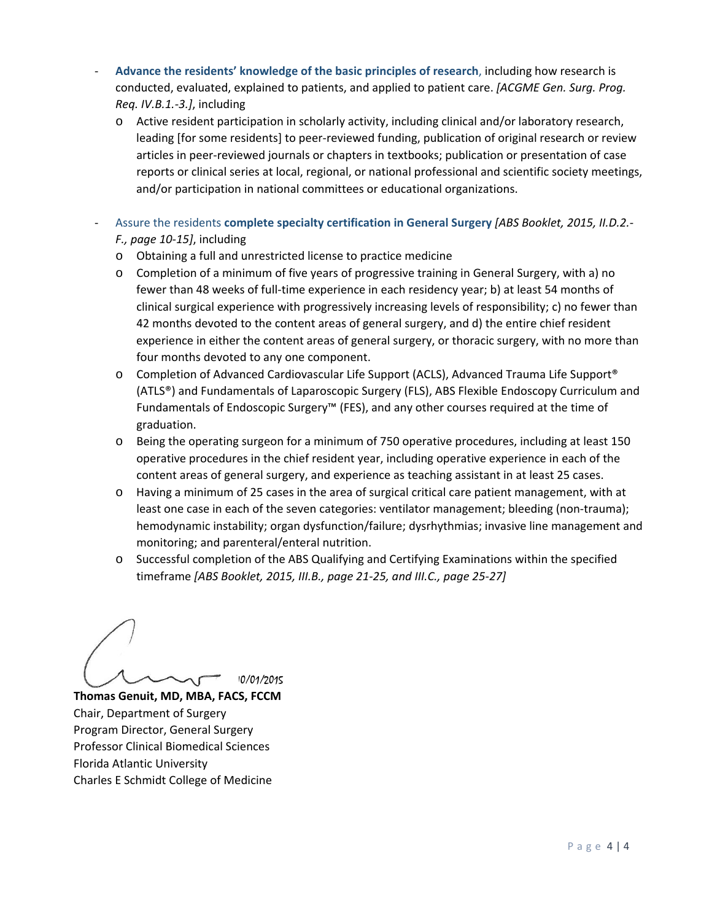- **Advance the residents' knowledge of the basic principles of research**, including how research is conducted, evaluated, explained to patients, and applied to patient care. *[ACGME Gen. Surg. Prog. Req. IV.B.1.-3.]*, including
    - Active resident participation in scholarly activity, including clinical and/or laboratory research, leading [for some residents] to peer-reviewed funding, publication of original research or review articles in peer-reviewed journals or chapters in textbooks; publication or presentation of case reports or clinical series at local, regional, or national professional and scientific society meetings, and/or participation in national committees or educational organizations.

- Assure the residents **complete specialty certification in General Surgery** *[ABS Booklet, 2015, II.D.2.-F., page 10-15]*, including
    - Obtaining a full and unrestricted license to practice medicine
    - Completion of a minimum of five years of progressive training in General Surgery, with a) no fewer than 48 weeks of full-time experience in each residency year; b) at least 54 months of clinical surgical experience with progressively increasing levels of responsibility; c) no fewer than 42 months devoted to the content areas of general surgery, and d) the entire chief resident experience in either the content areas of general surgery, or thoracic surgery, with no more than four months devoted to any one component.
    - Completion of Advanced Cardiovascular Life Support (ACLS), Advanced Trauma Life Support® (ATLS®) and Fundamentals of Laparoscopic Surgery (FLS), ABS Flexible Endoscopy Curriculum and Fundamentals of Endoscopic Surgery™ (FES), and any other courses required at the time of graduation.
    - Being the operating surgeon for a minimum of 750 operative procedures, including at least 150 operative procedures in the chief resident year, including operative experience in each of the content areas of general surgery, and experience as teaching assistant in at least 25 cases.
    - Having a minimum of 25 cases in the area of surgical critical care patient management, with at least one case in each of the seven categories: ventilator management; bleeding (non-trauma); hemodynamic instability; organ dysfunction/failure; dysrhythmias; invasive line management and monitoring; and parenteral/enteral nutrition.
    - Successful completion of the ABS Qualifying and Certifying Examinations within the specified timeframe *[ABS Booklet, 2015, III.B., page 21-25, and III.C., page 25-27]*

10/01/2015

**Thomas Genuit, MD, MBA, FACS, FCCM**
Chair, Department of Surgery
Program Director, General Surgery
Professor Clinical Biomedical Sciences
Florida Atlantic University
Charles E Schmidt College of Medicine